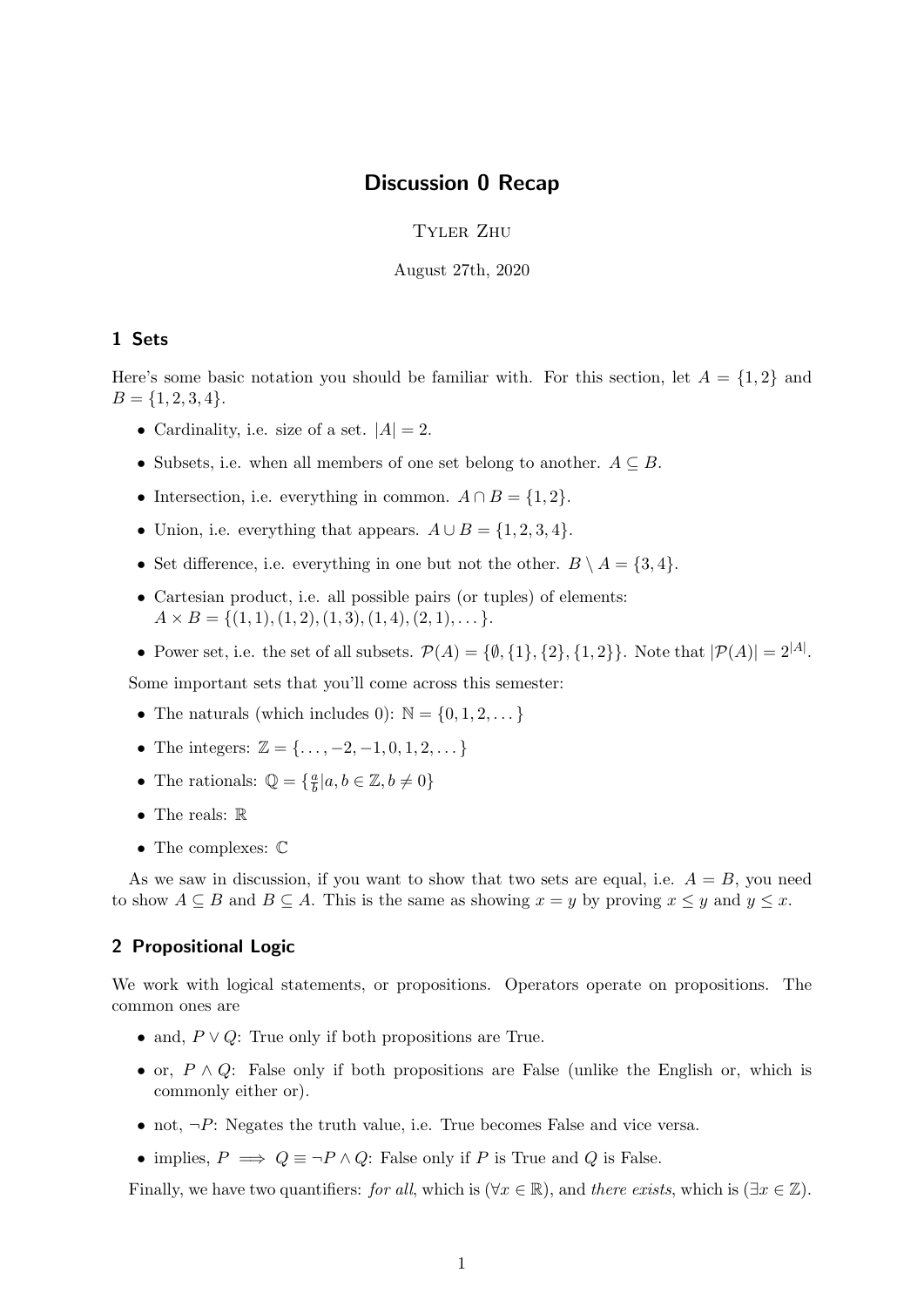# Discussion 0 Recap

Tyler Zhu

August 27th, 2020

## 1 Sets

Here's some basic notation you should be familiar with. For this section, let $A = \{1, 2\}$ and $B = \{1, 2, 3, 4\}$.

- Cardinality, i.e. size of a set. $|A| = 2$.
- Subsets, i.e. when all members of one set belong to another. $A \subseteq B$.
- Intersection, i.e. everything in common. $A \cap B = \{1, 2\}$.
- Union, i.e. everything that appears. $A \cup B = \{1, 2, 3, 4\}$.
- Set difference, i.e. everything in one but not the other. $B \setminus A = \{3, 4\}$.
- Cartesian product, i.e. all possible pairs (or tuples) of elements:
  $A \times B = \{(1, 1), (1, 2), (1, 3), (1, 4), (2, 1), \dots\}$.
- Power set, i.e. the set of all subsets. $\mathcal{P}(A) = \{\emptyset, \{1\}, \{2\}, \{1, 2\}\}$. Note that $|\mathcal{P}(A)| = 2^{|A|}$.

Some important sets that you'll come across this semester:

- The naturals (which includes 0): $\mathbb{N} = \{0, 1, 2, \dots\}$
- The integers: $\mathbb{Z} = \{\dots, -2, -1, 0, 1, 2, \dots\}$
- The rationals: $\mathbb{Q} = \{\frac{a}{b} | a, b \in \mathbb{Z}, b \neq 0\}$
- The reals: $\mathbb{R}$
- The complexes: $\mathbb{C}$

As we saw in discussion, if you want to show that two sets are equal, i.e. $A = B$, you need to show $A \subseteq B$ and $B \subseteq A$. This is the same as showing $x = y$ by proving $x \leq y$ and $y \leq x$.

## 2 Propositional Logic

We work with logical statements, or propositions. Operators operate on propositions. The common ones are

- and, $P \vee Q$: True only if both propositions are True.
- or, $P \wedge Q$: False only if both propositions are False (unlike the English or, which is commonly either or).
- not, $\neg P$: Negates the truth value, i.e. True becomes False and vice versa.
- implies, $P \implies Q \equiv \neg P \wedge Q$: False only if $P$ is True and $Q$ is False.

Finally, we have two quantifiers: *for all*, which is $(\forall x \in \mathbb{R})$, and *there exists*, which is $(\exists x \in \mathbb{Z})$.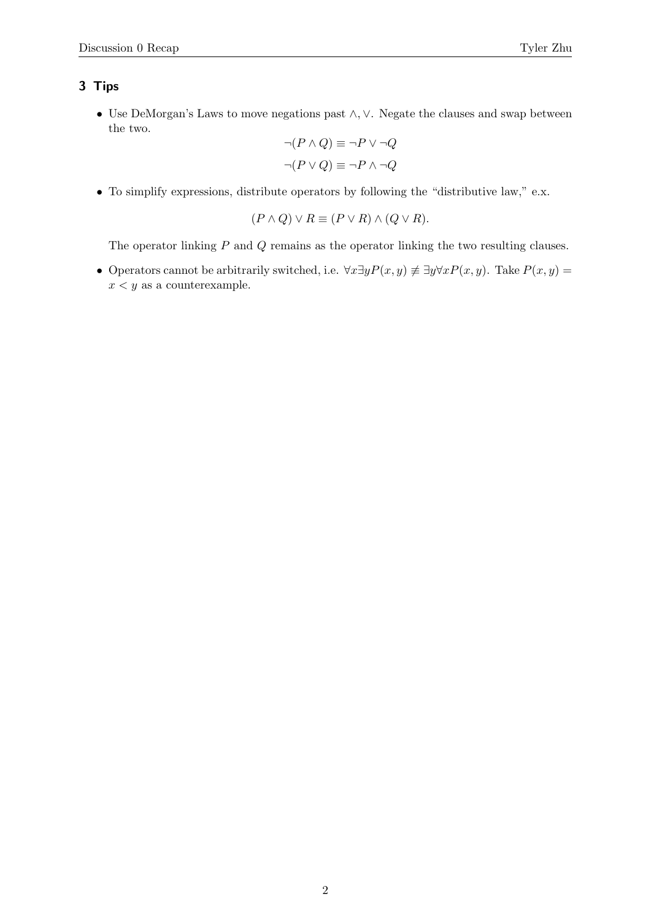## 3 Tips

- Use DeMorgan's Laws to move negations past $\wedge, \vee$. Negate the clauses and swap between the two.

$$\neg(P \wedge Q) \equiv \neg P \vee \neg Q$$

$$\neg(P \vee Q) \equiv \neg P \wedge \neg Q$$

- To simplify expressions, distribute operators by following the "distributive law," e.x.

$$(P \wedge Q) \vee R \equiv (P \vee R) \wedge (Q \vee R).$$

  The operator linking $P$ and $Q$ remains as the operator linking the two resulting clauses.

- Operators cannot be arbitrarily switched, i.e. $\forall x \exists y P(x, y) \not\equiv \exists y \forall x P(x, y)$. Take $P(x, y) = x < y$ as a counterexample.